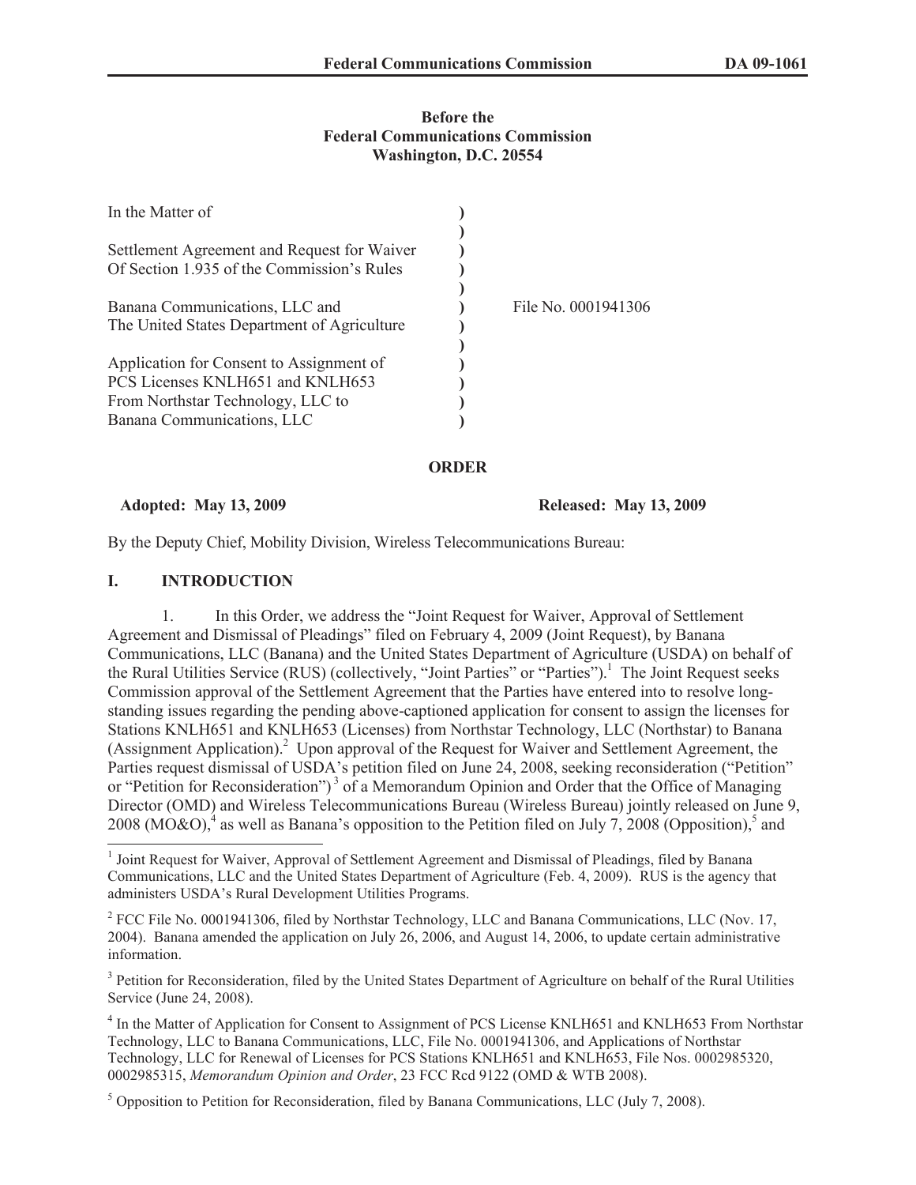**Before the**
**Federal Communications Commission**
**Washington, D.C. 20554**

| | | |
|---|---|---|
| In the Matter of | ) | |
| | ) | |
| Settlement Agreement and Request for Waiver Of Section 1.935 of the Commission's Rules | ) | |
| | ) | |
| Banana Communications, LLC and The United States Department of Agriculture | ) | File No. 0001941306 |
| | ) | |
| Application for Consent to Assignment of PCS Licenses KNLH651 and KNLH653 From Northstar Technology, LLC to Banana Communications, LLC | ) | |

**ORDER**

**Adopted: May 13, 2009** **Released: May 13, 2009**

By the Deputy Chief, Mobility Division, Wireless Telecommunications Bureau:

## I. INTRODUCTION

1. In this Order, we address the "Joint Request for Waiver, Approval of Settlement Agreement and Dismissal of Pleadings" filed on February 4, 2009 (Joint Request), by Banana Communications, LLC (Banana) and the United States Department of Agriculture (USDA) on behalf of the Rural Utilities Service (RUS) (collectively, "Joint Parties" or "Parties").[1] The Joint Request seeks Commission approval of the Settlement Agreement that the Parties have entered into to resolve long-standing issues regarding the pending above-captioned application for consent to assign the licenses for Stations KNLH651 and KNLH653 (Licenses) from Northstar Technology, LLC (Northstar) to Banana (Assignment Application).[2] Upon approval of the Request for Waiver and Settlement Agreement, the Parties request dismissal of USDA's petition filed on June 24, 2008, seeking reconsideration ("Petition" or "Petition for Reconsideration")[3] of a Memorandum Opinion and Order that the Office of Managing Director (OMD) and Wireless Telecommunications Bureau (Wireless Bureau) jointly released on June 9, 2008 (MO&O),[4] as well as Banana's opposition to the Petition filed on July 7, 2008 (Opposition),[5] and

[1] Joint Request for Waiver, Approval of Settlement Agreement and Dismissal of Pleadings, filed by Banana Communications, LLC and the United States Department of Agriculture (Feb. 4, 2009). RUS is the agency that administers USDA's Rural Development Utilities Programs.

[2] FCC File No. 0001941306, filed by Northstar Technology, LLC and Banana Communications, LLC (Nov. 17, 2004). Banana amended the application on July 26, 2006, and August 14, 2006, to update certain administrative information.

[3] Petition for Reconsideration, filed by the United States Department of Agriculture on behalf of the Rural Utilities Service (June 24, 2008).

[4] In the Matter of Application for Consent to Assignment of PCS License KNLH651 and KNLH653 From Northstar Technology, LLC to Banana Communications, LLC, File No. 0001941306, and Applications of Northstar Technology, LLC for Renewal of Licenses for PCS Stations KNLH651 and KNLH653, File Nos. 0002985320, 0002985315, *Memorandum Opinion and Order*, 23 FCC Rcd 9122 (OMD & WTB 2008).

[5] Opposition to Petition for Reconsideration, filed by Banana Communications, LLC (July 7, 2008).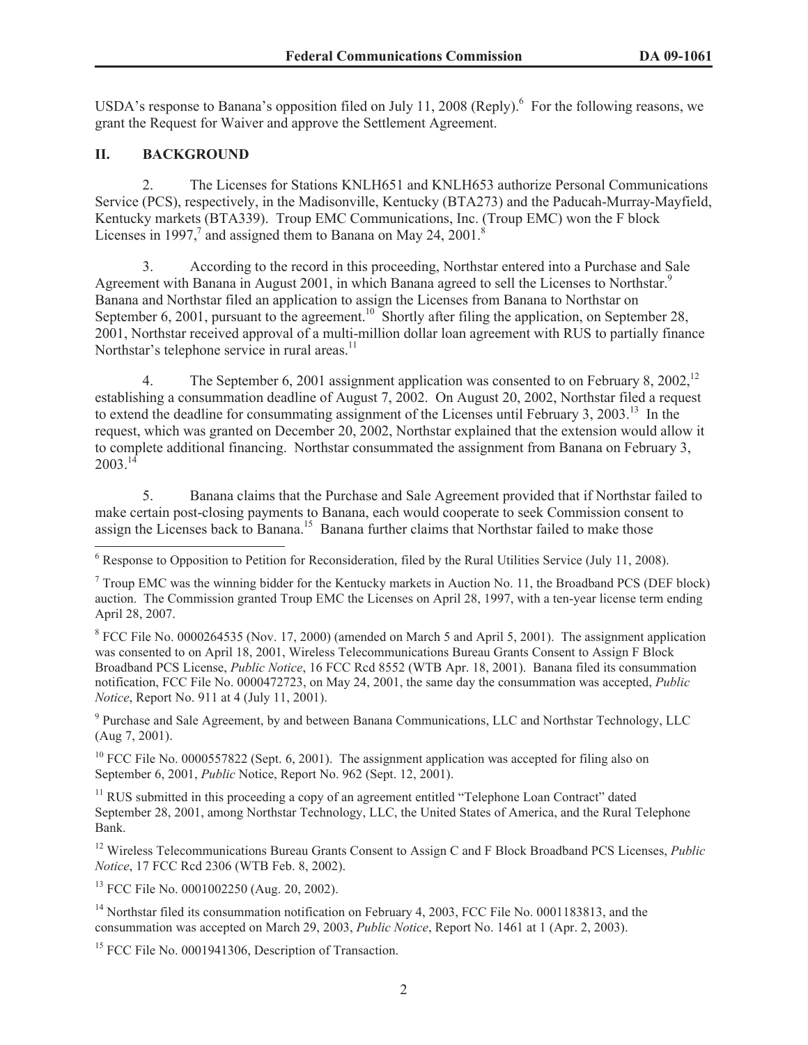USDA's response to Banana's opposition filed on July 11, 2008 (Reply).[6] For the following reasons, we grant the Request for Waiver and approve the Settlement Agreement.

## II. BACKGROUND

2. The Licenses for Stations KNLH651 and KNLH653 authorize Personal Communications Service (PCS), respectively, in the Madisonville, Kentucky (BTA273) and the Paducah-Murray-Mayfield, Kentucky markets (BTA339). Troup EMC Communications, Inc. (Troup EMC) won the F block Licenses in 1997,[7] and assigned them to Banana on May 24, 2001.[8]

3. According to the record in this proceeding, Northstar entered into a Purchase and Sale Agreement with Banana in August 2001, in which Banana agreed to sell the Licenses to Northstar.[9] Banana and Northstar filed an application to assign the Licenses from Banana to Northstar on September 6, 2001, pursuant to the agreement.[10] Shortly after filing the application, on September 28, 2001, Northstar received approval of a multi-million dollar loan agreement with RUS to partially finance Northstar's telephone service in rural areas.[11]

4. The September 6, 2001 assignment application was consented to on February 8, 2002,[12] establishing a consummation deadline of August 7, 2002. On August 20, 2002, Northstar filed a request to extend the deadline for consummating assignment of the Licenses until February 3, 2003.[13] In the request, which was granted on December 20, 2002, Northstar explained that the extension would allow it to complete additional financing. Northstar consummated the assignment from Banana on February 3, 2003.[14]

5. Banana claims that the Purchase and Sale Agreement provided that if Northstar failed to make certain post-closing payments to Banana, each would cooperate to seek Commission consent to assign the Licenses back to Banana.[15] Banana further claims that Northstar failed to make those

---

[6] Response to Opposition to Petition for Reconsideration, filed by the Rural Utilities Service (July 11, 2008).

[7] Troup EMC was the winning bidder for the Kentucky markets in Auction No. 11, the Broadband PCS (DEF block) auction. The Commission granted Troup EMC the Licenses on April 28, 1997, with a ten-year license term ending April 28, 2007.

[8] FCC File No. 0000264535 (Nov. 17, 2000) (amended on March 5 and April 5, 2001). The assignment application was consented to on April 18, 2001, Wireless Telecommunications Bureau Grants Consent to Assign F Block Broadband PCS License, *Public Notice*, 16 FCC Rcd 8552 (WTB Apr. 18, 2001). Banana filed its consummation notification, FCC File No. 0000472723, on May 24, 2001, the same day the consummation was accepted, *Public Notice*, Report No. 911 at 4 (July 11, 2001).

[9] Purchase and Sale Agreement, by and between Banana Communications, LLC and Northstar Technology, LLC (Aug 7, 2001).

[10] FCC File No. 0000557822 (Sept. 6, 2001). The assignment application was accepted for filing also on September 6, 2001, *Public* Notice, Report No. 962 (Sept. 12, 2001).

[11] RUS submitted in this proceeding a copy of an agreement entitled "Telephone Loan Contract" dated September 28, 2001, among Northstar Technology, LLC, the United States of America, and the Rural Telephone Bank.

[12] Wireless Telecommunications Bureau Grants Consent to Assign C and F Block Broadband PCS Licenses, *Public Notice*, 17 FCC Rcd 2306 (WTB Feb. 8, 2002).

[13] FCC File No. 0001002250 (Aug. 20, 2002).

[14] Northstar filed its consummation notification on February 4, 2003, FCC File No. 0001183813, and the consummation was accepted on March 29, 2003, *Public Notice*, Report No. 1461 at 1 (Apr. 2, 2003).

[15] FCC File No. 0001941306, Description of Transaction.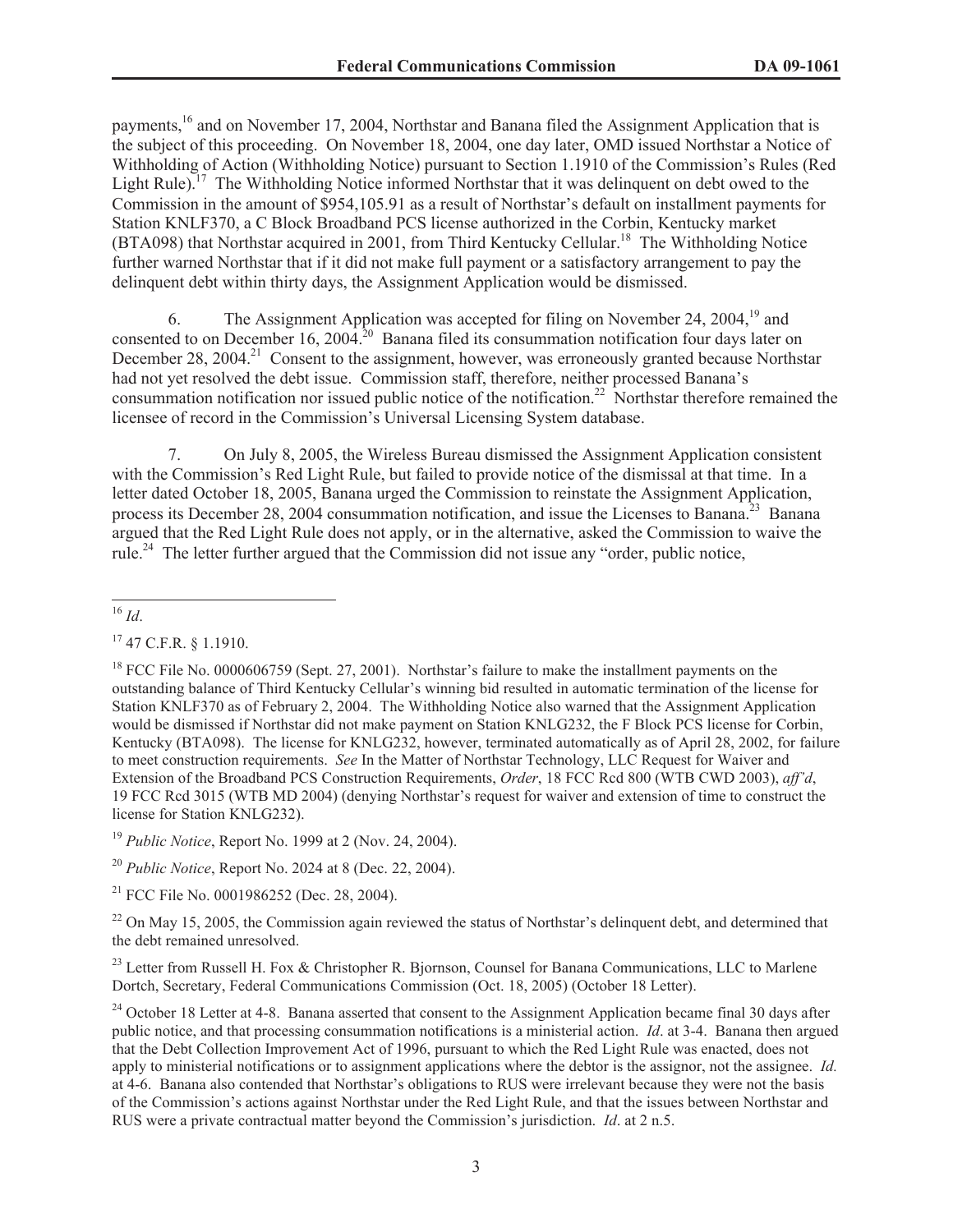payments,[16] and on November 17, 2004, Northstar and Banana filed the Assignment Application that is the subject of this proceeding. On November 18, 2004, one day later, OMD issued Northstar a Notice of Withholding of Action (Withholding Notice) pursuant to Section 1.1910 of the Commission's Rules (Red Light Rule).[17] The Withholding Notice informed Northstar that it was delinquent on debt owed to the Commission in the amount of $954,105.91 as a result of Northstar's default on installment payments for Station KNLF370, a C Block Broadband PCS license authorized in the Corbin, Kentucky market (BTA098) that Northstar acquired in 2001, from Third Kentucky Cellular.[18] The Withholding Notice further warned Northstar that if it did not make full payment or a satisfactory arrangement to pay the delinquent debt within thirty days, the Assignment Application would be dismissed.

6. The Assignment Application was accepted for filing on November 24, 2004,[19] and consented to on December 16, 2004.[20] Banana filed its consummation notification four days later on December 28, 2004.[21] Consent to the assignment, however, was erroneously granted because Northstar had not yet resolved the debt issue. Commission staff, therefore, neither processed Banana's consummation notification nor issued public notice of the notification.[22] Northstar therefore remained the licensee of record in the Commission's Universal Licensing System database.

7. On July 8, 2005, the Wireless Bureau dismissed the Assignment Application consistent with the Commission's Red Light Rule, but failed to provide notice of the dismissal at that time. In a letter dated October 18, 2005, Banana urged the Commission to reinstate the Assignment Application, process its December 28, 2004 consummation notification, and issue the Licenses to Banana.[23] Banana argued that the Red Light Rule does not apply, or in the alternative, asked the Commission to waive the rule.[24] The letter further argued that the Commission did not issue any "order, public notice,

---

[16] *Id*.

[17] 47 C.F.R. § 1.1910.

[18] FCC File No. 0000606759 (Sept. 27, 2001). Northstar's failure to make the installment payments on the outstanding balance of Third Kentucky Cellular's winning bid resulted in automatic termination of the license for Station KNLF370 as of February 2, 2004. The Withholding Notice also warned that the Assignment Application would be dismissed if Northstar did not make payment on Station KNLG232, the F Block PCS license for Corbin, Kentucky (BTA098). The license for KNLG232, however, terminated automatically as of April 28, 2002, for failure to meet construction requirements. *See* In the Matter of Northstar Technology, LLC Request for Waiver and Extension of the Broadband PCS Construction Requirements, *Order*, 18 FCC Rcd 800 (WTB CWD 2003), *aff'd*, 19 FCC Rcd 3015 (WTB MD 2004) (denying Northstar's request for waiver and extension of time to construct the license for Station KNLG232).

[19] *Public Notice*, Report No. 1999 at 2 (Nov. 24, 2004).

[20] *Public Notice*, Report No. 2024 at 8 (Dec. 22, 2004).

[21] FCC File No. 0001986252 (Dec. 28, 2004).

[22] On May 15, 2005, the Commission again reviewed the status of Northstar's delinquent debt, and determined that the debt remained unresolved.

[23] Letter from Russell H. Fox & Christopher R. Bjornson, Counsel for Banana Communications, LLC to Marlene Dortch, Secretary, Federal Communications Commission (Oct. 18, 2005) (October 18 Letter).

[24] October 18 Letter at 4-8. Banana asserted that consent to the Assignment Application became final 30 days after public notice, and that processing consummation notifications is a ministerial action. *Id*. at 3-4. Banana then argued that the Debt Collection Improvement Act of 1996, pursuant to which the Red Light Rule was enacted, does not apply to ministerial notifications or to assignment applications where the debtor is the assignor, not the assignee. *Id.* at 4-6. Banana also contended that Northstar's obligations to RUS were irrelevant because they were not the basis of the Commission's actions against Northstar under the Red Light Rule, and that the issues between Northstar and RUS were a private contractual matter beyond the Commission's jurisdiction. *Id*. at 2 n.5.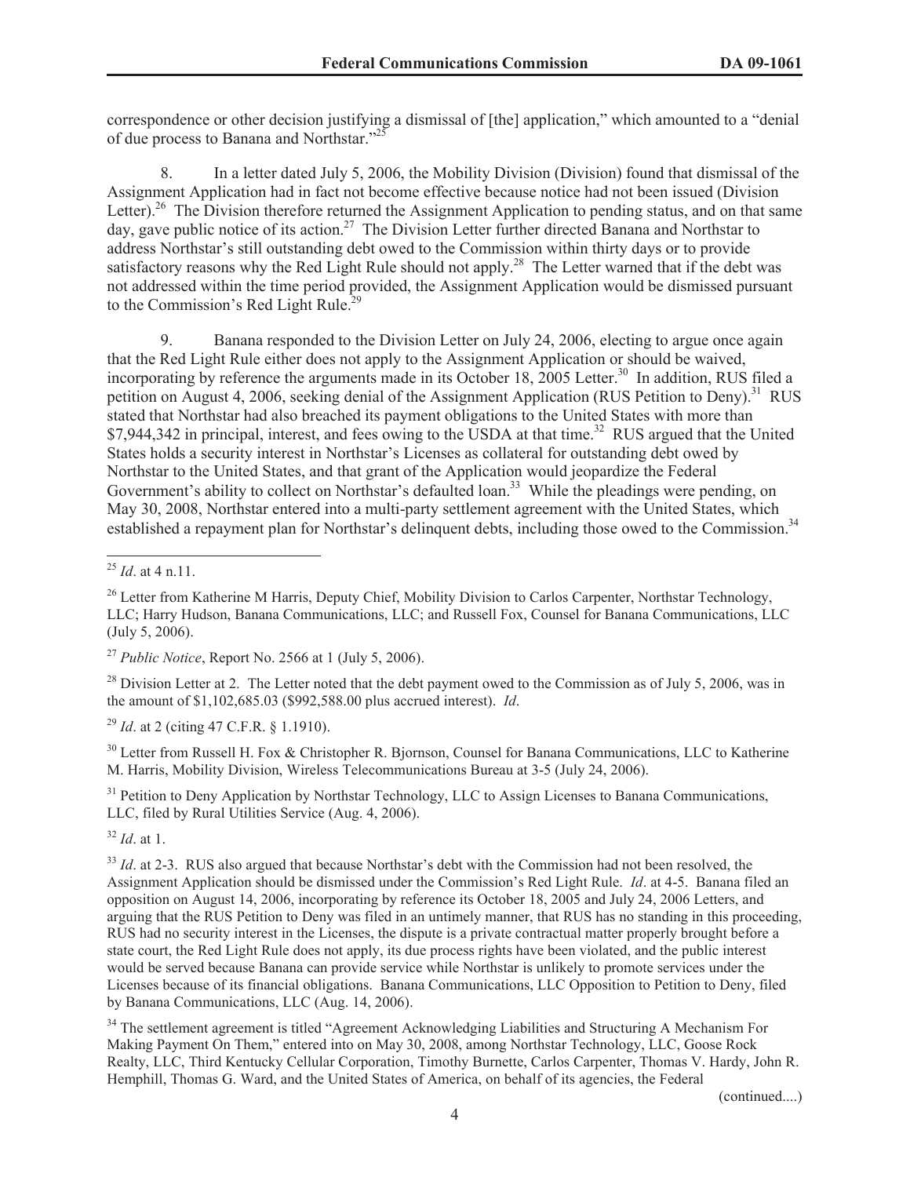correspondence or other decision justifying a dismissal of [the] application," which amounted to a "denial of due process to Banana and Northstar."[25]

8. In a letter dated July 5, 2006, the Mobility Division (Division) found that dismissal of the Assignment Application had in fact not become effective because notice had not been issued (Division Letter).[26] The Division therefore returned the Assignment Application to pending status, and on that same day, gave public notice of its action.[27] The Division Letter further directed Banana and Northstar to address Northstar's still outstanding debt owed to the Commission within thirty days or to provide satisfactory reasons why the Red Light Rule should not apply.[28] The Letter warned that if the debt was not addressed within the time period provided, the Assignment Application would be dismissed pursuant to the Commission's Red Light Rule.[29]

9. Banana responded to the Division Letter on July 24, 2006, electing to argue once again that the Red Light Rule either does not apply to the Assignment Application or should be waived, incorporating by reference the arguments made in its October 18, 2005 Letter.[30] In addition, RUS filed a petition on August 4, 2006, seeking denial of the Assignment Application (RUS Petition to Deny).[31] RUS stated that Northstar had also breached its payment obligations to the United States with more than $7,944,342 in principal, interest, and fees owing to the USDA at that time.[32] RUS argued that the United States holds a security interest in Northstar's Licenses as collateral for outstanding debt owed by Northstar to the United States, and that grant of the Application would jeopardize the Federal Government's ability to collect on Northstar's defaulted loan.[33] While the pleadings were pending, on May 30, 2008, Northstar entered into a multi-party settlement agreement with the United States, which established a repayment plan for Northstar's delinquent debts, including those owed to the Commission.[34]

---

[25] *Id*. at 4 n.11.

[26] Letter from Katherine M Harris, Deputy Chief, Mobility Division to Carlos Carpenter, Northstar Technology, LLC; Harry Hudson, Banana Communications, LLC; and Russell Fox, Counsel for Banana Communications, LLC (July 5, 2006).

[27] *Public Notice*, Report No. 2566 at 1 (July 5, 2006).

[28] Division Letter at 2. The Letter noted that the debt payment owed to the Commission as of July 5, 2006, was in the amount of $1,102,685.03 ($992,588.00 plus accrued interest). *Id*.

[29] *Id*. at 2 (citing 47 C.F.R. § 1.1910).

[30] Letter from Russell H. Fox & Christopher R. Bjornson, Counsel for Banana Communications, LLC to Katherine M. Harris, Mobility Division, Wireless Telecommunications Bureau at 3-5 (July 24, 2006).

[31] Petition to Deny Application by Northstar Technology, LLC to Assign Licenses to Banana Communications, LLC, filed by Rural Utilities Service (Aug. 4, 2006).

[32] *Id*. at 1.

[33] *Id*. at 2-3. RUS also argued that because Northstar's debt with the Commission had not been resolved, the Assignment Application should be dismissed under the Commission's Red Light Rule. *Id*. at 4-5. Banana filed an opposition on August 14, 2006, incorporating by reference its October 18, 2005 and July 24, 2006 Letters, and arguing that the RUS Petition to Deny was filed in an untimely manner, that RUS has no standing in this proceeding, RUS had no security interest in the Licenses, the dispute is a private contractual matter properly brought before a state court, the Red Light Rule does not apply, its due process rights have been violated, and the public interest would be served because Banana can provide service while Northstar is unlikely to promote services under the Licenses because of its financial obligations. Banana Communications, LLC Opposition to Petition to Deny, filed by Banana Communications, LLC (Aug. 14, 2006).

[34] The settlement agreement is titled "Agreement Acknowledging Liabilities and Structuring A Mechanism For Making Payment On Them," entered into on May 30, 2008, among Northstar Technology, LLC, Goose Rock Realty, LLC, Third Kentucky Cellular Corporation, Timothy Burnette, Carlos Carpenter, Thomas V. Hardy, John R. Hemphill, Thomas G. Ward, and the United States of America, on behalf of its agencies, the Federal

(continued....)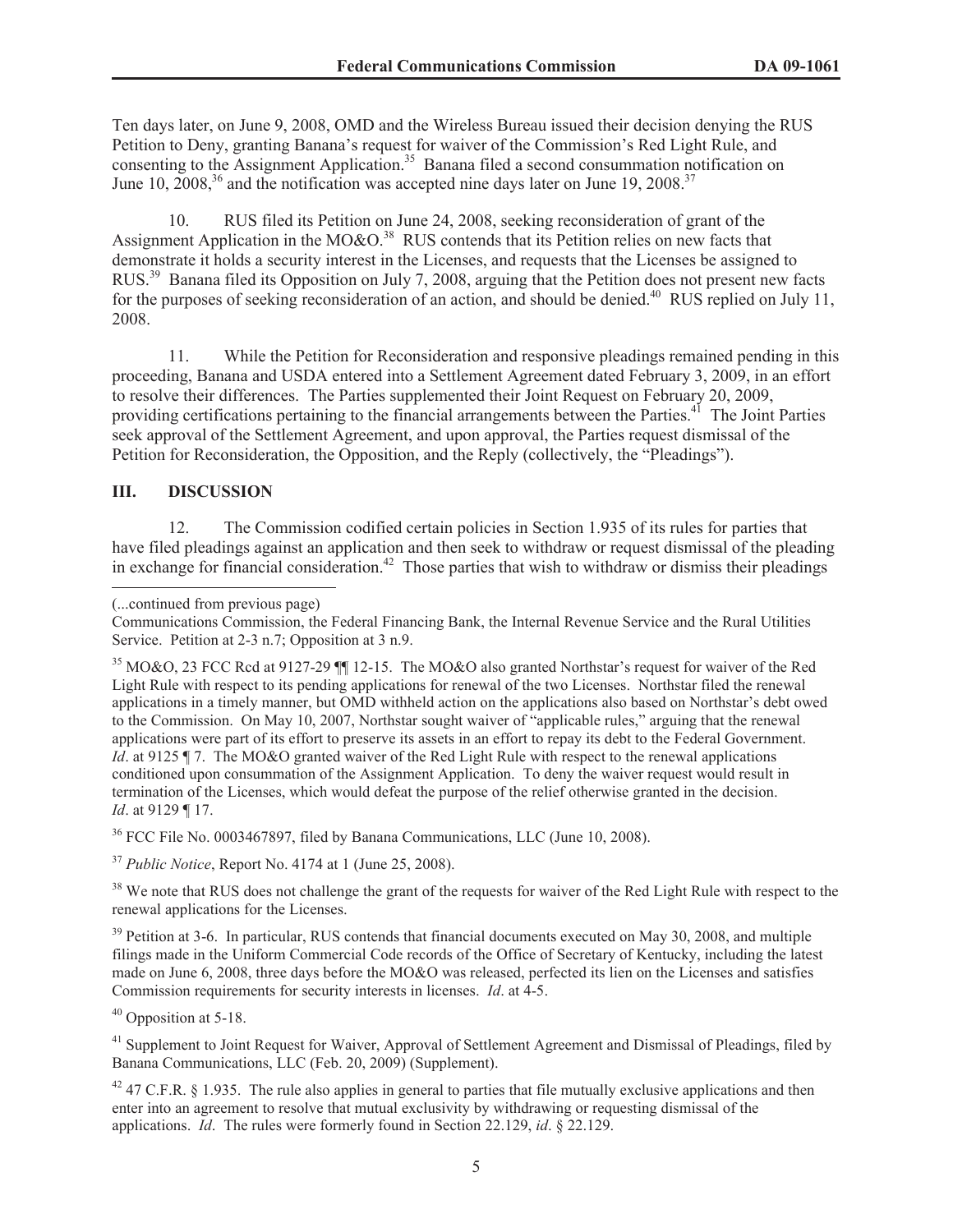Ten days later, on June 9, 2008, OMD and the Wireless Bureau issued their decision denying the RUS Petition to Deny, granting Banana's request for waiver of the Commission's Red Light Rule, and consenting to the Assignment Application.[35] Banana filed a second consummation notification on June 10, 2008,[36] and the notification was accepted nine days later on June 19, 2008.[37]

10. RUS filed its Petition on June 24, 2008, seeking reconsideration of grant of the Assignment Application in the MO&O.[38] RUS contends that its Petition relies on new facts that demonstrate it holds a security interest in the Licenses, and requests that the Licenses be assigned to RUS.[39] Banana filed its Opposition on July 7, 2008, arguing that the Petition does not present new facts for the purposes of seeking reconsideration of an action, and should be denied.[40] RUS replied on July 11, 2008.

11. While the Petition for Reconsideration and responsive pleadings remained pending in this proceeding, Banana and USDA entered into a Settlement Agreement dated February 3, 2009, in an effort to resolve their differences. The Parties supplemented their Joint Request on February 20, 2009, providing certifications pertaining to the financial arrangements between the Parties.[41] The Joint Parties seek approval of the Settlement Agreement, and upon approval, the Parties request dismissal of the Petition for Reconsideration, the Opposition, and the Reply (collectively, the "Pleadings").

## III. DISCUSSION

12. The Commission codified certain policies in Section 1.935 of its rules for parties that have filed pleadings against an application and then seek to withdraw or request dismissal of the pleading in exchange for financial consideration.[42] Those parties that wish to withdraw or dismiss their pleadings

---

(...continued from previous page)

Communications Commission, the Federal Financing Bank, the Internal Revenue Service and the Rural Utilities Service. Petition at 2-3 n.7; Opposition at 3 n.9.

[35] MO&O, 23 FCC Rcd at 9127-29 ¶¶ 12-15. The MO&O also granted Northstar's request for waiver of the Red Light Rule with respect to its pending applications for renewal of the two Licenses. Northstar filed the renewal applications in a timely manner, but OMD withheld action on the applications also based on Northstar's debt owed to the Commission. On May 10, 2007, Northstar sought waiver of "applicable rules," arguing that the renewal applications were part of its effort to preserve its assets in an effort to repay its debt to the Federal Government. *Id*. at 9125 ¶ 7. The MO&O granted waiver of the Red Light Rule with respect to the renewal applications conditioned upon consummation of the Assignment Application. To deny the waiver request would result in termination of the Licenses, which would defeat the purpose of the relief otherwise granted in the decision. *Id*. at 9129 ¶ 17.

[36] FCC File No. 0003467897, filed by Banana Communications, LLC (June 10, 2008).

[37] *Public Notice*, Report No. 4174 at 1 (June 25, 2008).

[38] We note that RUS does not challenge the grant of the requests for waiver of the Red Light Rule with respect to the renewal applications for the Licenses.

[39] Petition at 3-6. In particular, RUS contends that financial documents executed on May 30, 2008, and multiple filings made in the Uniform Commercial Code records of the Office of Secretary of Kentucky, including the latest made on June 6, 2008, three days before the MO&O was released, perfected its lien on the Licenses and satisfies Commission requirements for security interests in licenses. *Id*. at 4-5.

[40] Opposition at 5-18.

[41] Supplement to Joint Request for Waiver, Approval of Settlement Agreement and Dismissal of Pleadings, filed by Banana Communications, LLC (Feb. 20, 2009) (Supplement).

[42] 47 C.F.R. § 1.935. The rule also applies in general to parties that file mutually exclusive applications and then enter into an agreement to resolve that mutual exclusivity by withdrawing or requesting dismissal of the applications. *Id*. The rules were formerly found in Section 22.129, *id*. § 22.129.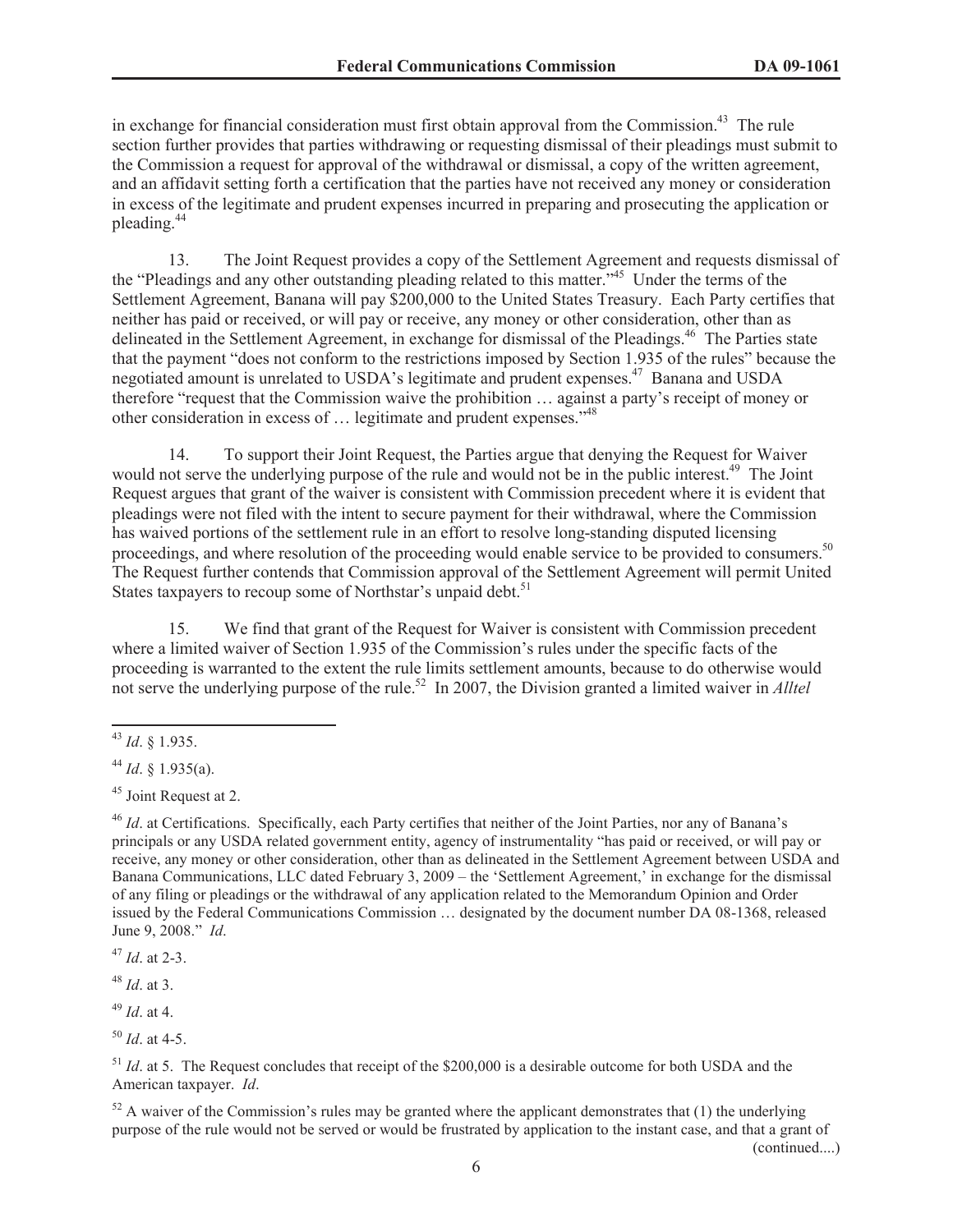in exchange for financial consideration must first obtain approval from the Commission.[43] The rule section further provides that parties withdrawing or requesting dismissal of their pleadings must submit to the Commission a request for approval of the withdrawal or dismissal, a copy of the written agreement, and an affidavit setting forth a certification that the parties have not received any money or consideration in excess of the legitimate and prudent expenses incurred in preparing and prosecuting the application or pleading.[44]

13. The Joint Request provides a copy of the Settlement Agreement and requests dismissal of the "Pleadings and any other outstanding pleading related to this matter."[45] Under the terms of the Settlement Agreement, Banana will pay $200,000 to the United States Treasury. Each Party certifies that neither has paid or received, or will pay or receive, any money or other consideration, other than as delineated in the Settlement Agreement, in exchange for dismissal of the Pleadings.[46] The Parties state that the payment "does not conform to the restrictions imposed by Section 1.935 of the rules" because the negotiated amount is unrelated to USDA's legitimate and prudent expenses.[47] Banana and USDA therefore "request that the Commission waive the prohibition … against a party's receipt of money or other consideration in excess of … legitimate and prudent expenses."[48]

14. To support their Joint Request, the Parties argue that denying the Request for Waiver would not serve the underlying purpose of the rule and would not be in the public interest.[49] The Joint Request argues that grant of the waiver is consistent with Commission precedent where it is evident that pleadings were not filed with the intent to secure payment for their withdrawal, where the Commission has waived portions of the settlement rule in an effort to resolve long-standing disputed licensing proceedings, and where resolution of the proceeding would enable service to be provided to consumers.[50] The Request further contends that Commission approval of the Settlement Agreement will permit United States taxpayers to recoup some of Northstar's unpaid debt.[51]

15. We find that grant of the Request for Waiver is consistent with Commission precedent where a limited waiver of Section 1.935 of the Commission's rules under the specific facts of the proceeding is warranted to the extent the rule limits settlement amounts, because to do otherwise would not serve the underlying purpose of the rule.[52] In 2007, the Division granted a limited waiver in *Alltel*

---

[43] *Id*. § 1.935.

[44] *Id*. § 1.935(a).

[45] Joint Request at 2.

[46] *Id*. at Certifications. Specifically, each Party certifies that neither of the Joint Parties, nor any of Banana's principals or any USDA related government entity, agency of instrumentality "has paid or received, or will pay or receive, any money or other consideration, other than as delineated in the Settlement Agreement between USDA and Banana Communications, LLC dated February 3, 2009 – the 'Settlement Agreement,' in exchange for the dismissal of any filing or pleadings or the withdrawal of any application related to the Memorandum Opinion and Order issued by the Federal Communications Commission … designated by the document number DA 08-1368, released June 9, 2008." *Id*.

[47] *Id*. at 2-3.

[48] *Id*. at 3.

[49] *Id*. at 4.

[50] *Id*. at 4-5.

[51] *Id*. at 5. The Request concludes that receipt of the $200,000 is a desirable outcome for both USDA and the American taxpayer. *Id*.

[52] A waiver of the Commission's rules may be granted where the applicant demonstrates that (1) the underlying purpose of the rule would not be served or would be frustrated by application to the instant case, and that a grant of

(continued....)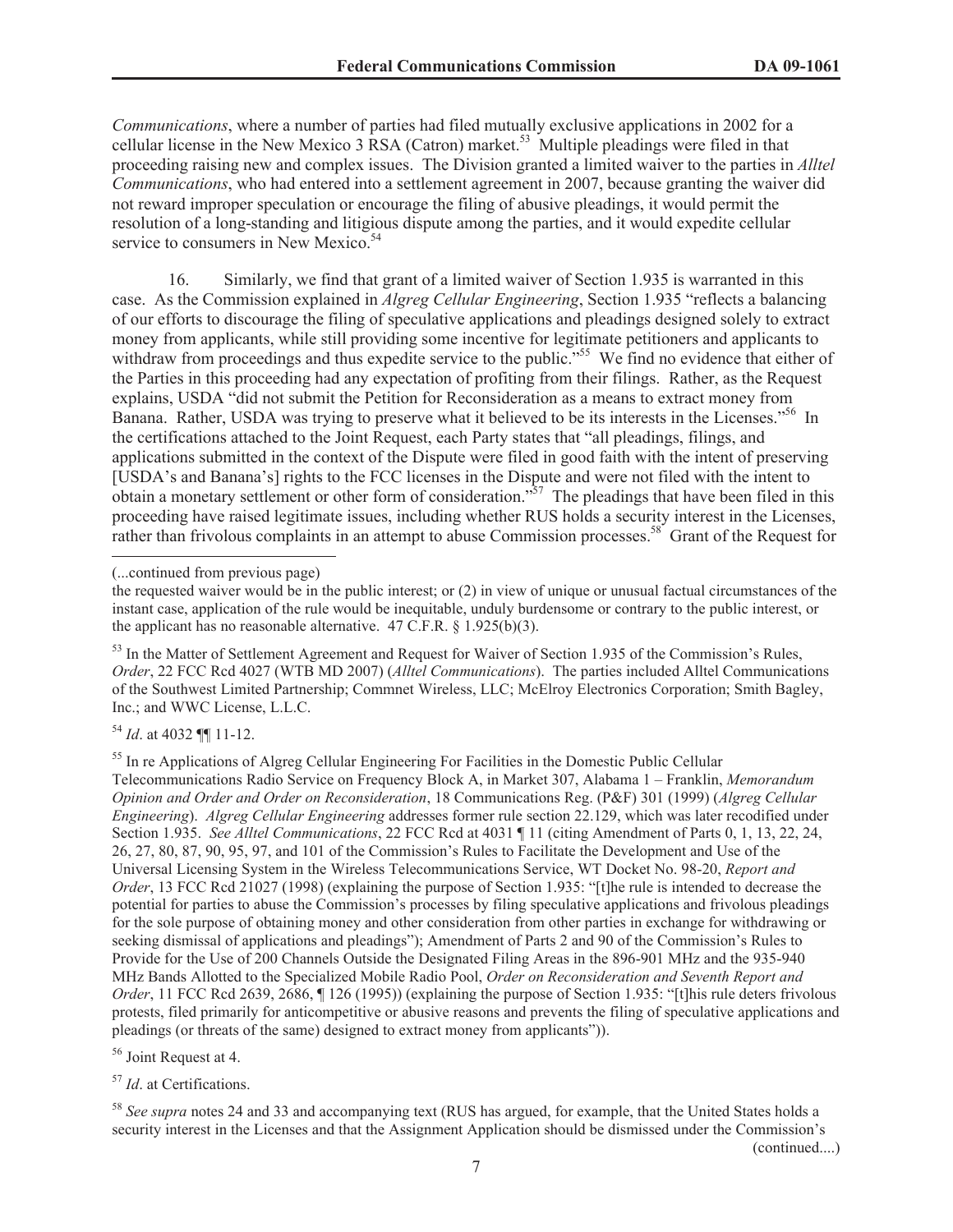*Communications*, where a number of parties had filed mutually exclusive applications in 2002 for a cellular license in the New Mexico 3 RSA (Catron) market.[53] Multiple pleadings were filed in that proceeding raising new and complex issues. The Division granted a limited waiver to the parties in *Alltel Communications*, who had entered into a settlement agreement in 2007, because granting the waiver did not reward improper speculation or encourage the filing of abusive pleadings, it would permit the resolution of a long-standing and litigious dispute among the parties, and it would expedite cellular service to consumers in New Mexico.[54]

16. Similarly, we find that grant of a limited waiver of Section 1.935 is warranted in this case. As the Commission explained in *Algreg Cellular Engineering*, Section 1.935 "reflects a balancing of our efforts to discourage the filing of speculative applications and pleadings designed solely to extract money from applicants, while still providing some incentive for legitimate petitioners and applicants to withdraw from proceedings and thus expedite service to the public."[55] We find no evidence that either of the Parties in this proceeding had any expectation of profiting from their filings. Rather, as the Request explains, USDA "did not submit the Petition for Reconsideration as a means to extract money from Banana. Rather, USDA was trying to preserve what it believed to be its interests in the Licenses."[56] In the certifications attached to the Joint Request, each Party states that "all pleadings, filings, and applications submitted in the context of the Dispute were filed in good faith with the intent of preserving [USDA's and Banana's] rights to the FCC licenses in the Dispute and were not filed with the intent to obtain a monetary settlement or other form of consideration."[57] The pleadings that have been filed in this proceeding have raised legitimate issues, including whether RUS holds a security interest in the Licenses, rather than frivolous complaints in an attempt to abuse Commission processes.[58] Grant of the Request for

---

(...continued from previous page)

the requested waiver would be in the public interest; or (2) in view of unique or unusual factual circumstances of the instant case, application of the rule would be inequitable, unduly burdensome or contrary to the public interest, or the applicant has no reasonable alternative. 47 C.F.R. § 1.925(b)(3).

[53] In the Matter of Settlement Agreement and Request for Waiver of Section 1.935 of the Commission's Rules, *Order*, 22 FCC Rcd 4027 (WTB MD 2007) (*Alltel Communications*). The parties included Alltel Communications of the Southwest Limited Partnership; Commnet Wireless, LLC; McElroy Electronics Corporation; Smith Bagley, Inc.; and WWC License, L.L.C.

[54] *Id*. at 4032 ¶¶ 11-12.

[55] In re Applications of Algreg Cellular Engineering For Facilities in the Domestic Public Cellular Telecommunications Radio Service on Frequency Block A, in Market 307, Alabama 1 – Franklin, *Memorandum Opinion and Order and Order on Reconsideration*, 18 Communications Reg. (P&F) 301 (1999) (*Algreg Cellular Engineering*). *Algreg Cellular Engineering* addresses former rule section 22.129, which was later recodified under Section 1.935. *See Alltel Communications*, 22 FCC Rcd at 4031 ¶ 11 (citing Amendment of Parts 0, 1, 13, 22, 24, 26, 27, 80, 87, 90, 95, 97, and 101 of the Commission's Rules to Facilitate the Development and Use of the Universal Licensing System in the Wireless Telecommunications Service, WT Docket No. 98-20, *Report and Order*, 13 FCC Rcd 21027 (1998) (explaining the purpose of Section 1.935: "[t]he rule is intended to decrease the potential for parties to abuse the Commission's processes by filing speculative applications and frivolous pleadings for the sole purpose of obtaining money and other consideration from other parties in exchange for withdrawing or seeking dismissal of applications and pleadings"); Amendment of Parts 2 and 90 of the Commission's Rules to Provide for the Use of 200 Channels Outside the Designated Filing Areas in the 896-901 MHz and the 935-940 MHz Bands Allotted to the Specialized Mobile Radio Pool, *Order on Reconsideration and Seventh Report and Order*, 11 FCC Rcd 2639, 2686, ¶ 126 (1995)) (explaining the purpose of Section 1.935: "[t]his rule deters frivolous protests, filed primarily for anticompetitive or abusive reasons and prevents the filing of speculative applications and pleadings (or threats of the same) designed to extract money from applicants")).

[56] Joint Request at 4.

[57] *Id*. at Certifications.

[58] *See supra* notes 24 and 33 and accompanying text (RUS has argued, for example, that the United States holds a security interest in the Licenses and that the Assignment Application should be dismissed under the Commission's

(continued....)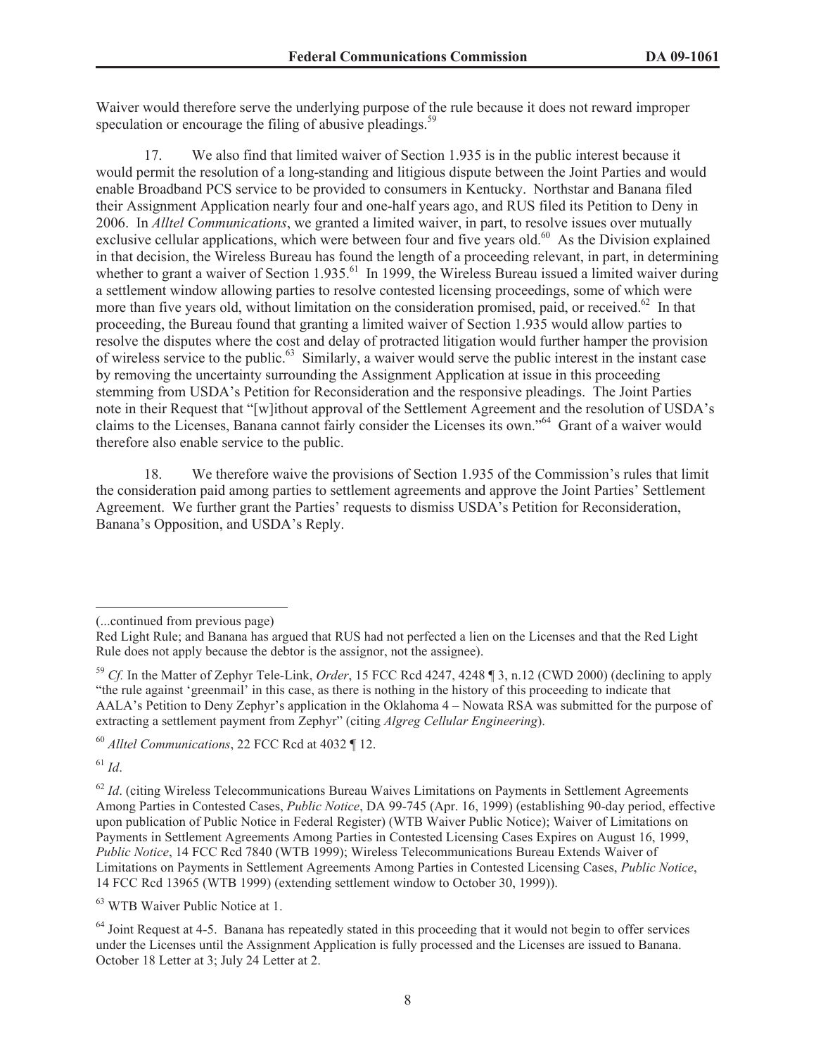Waiver would therefore serve the underlying purpose of the rule because it does not reward improper speculation or encourage the filing of abusive pleadings.[59]

17. We also find that limited waiver of Section 1.935 is in the public interest because it would permit the resolution of a long-standing and litigious dispute between the Joint Parties and would enable Broadband PCS service to be provided to consumers in Kentucky. Northstar and Banana filed their Assignment Application nearly four and one-half years ago, and RUS filed its Petition to Deny in 2006. In *Alltel Communications*, we granted a limited waiver, in part, to resolve issues over mutually exclusive cellular applications, which were between four and five years old.[60] As the Division explained in that decision, the Wireless Bureau has found the length of a proceeding relevant, in part, in determining whether to grant a waiver of Section 1.935.[61] In 1999, the Wireless Bureau issued a limited waiver during a settlement window allowing parties to resolve contested licensing proceedings, some of which were more than five years old, without limitation on the consideration promised, paid, or received.[62] In that proceeding, the Bureau found that granting a limited waiver of Section 1.935 would allow parties to resolve the disputes where the cost and delay of protracted litigation would further hamper the provision of wireless service to the public.[63] Similarly, a waiver would serve the public interest in the instant case by removing the uncertainty surrounding the Assignment Application at issue in this proceeding stemming from USDA's Petition for Reconsideration and the responsive pleadings. The Joint Parties note in their Request that "[w]ithout approval of the Settlement Agreement and the resolution of USDA's claims to the Licenses, Banana cannot fairly consider the Licenses its own."[64] Grant of a waiver would therefore also enable service to the public.

18. We therefore waive the provisions of Section 1.935 of the Commission's rules that limit the consideration paid among parties to settlement agreements and approve the Joint Parties' Settlement Agreement. We further grant the Parties' requests to dismiss USDA's Petition for Reconsideration, Banana's Opposition, and USDA's Reply.

---

(...continued from previous page)
Red Light Rule; and Banana has argued that RUS had not perfected a lien on the Licenses and that the Red Light Rule does not apply because the debtor is the assignor, not the assignee).

[59] *Cf.* In the Matter of Zephyr Tele-Link, *Order*, 15 FCC Rcd 4247, 4248 ¶ 3, n.12 (CWD 2000) (declining to apply "the rule against 'greenmail' in this case, as there is nothing in the history of this proceeding to indicate that AALA's Petition to Deny Zephyr's application in the Oklahoma 4 – Nowata RSA was submitted for the purpose of extracting a settlement payment from Zephyr" (citing *Algreg Cellular Engineering*).

[60] *Alltel Communications*, 22 FCC Rcd at 4032 ¶ 12.

[61] *Id*.

[62] *Id*. (citing Wireless Telecommunications Bureau Waives Limitations on Payments in Settlement Agreements Among Parties in Contested Cases, *Public Notice*, DA 99-745 (Apr. 16, 1999) (establishing 90-day period, effective upon publication of Public Notice in Federal Register) (WTB Waiver Public Notice); Waiver of Limitations on Payments in Settlement Agreements Among Parties in Contested Licensing Cases Expires on August 16, 1999, *Public Notice*, 14 FCC Rcd 7840 (WTB 1999); Wireless Telecommunications Bureau Extends Waiver of Limitations on Payments in Settlement Agreements Among Parties in Contested Licensing Cases, *Public Notice*, 14 FCC Rcd 13965 (WTB 1999) (extending settlement window to October 30, 1999)).

[63] WTB Waiver Public Notice at 1.

[64] Joint Request at 4-5. Banana has repeatedly stated in this proceeding that it would not begin to offer services under the Licenses until the Assignment Application is fully processed and the Licenses are issued to Banana. October 18 Letter at 3; July 24 Letter at 2.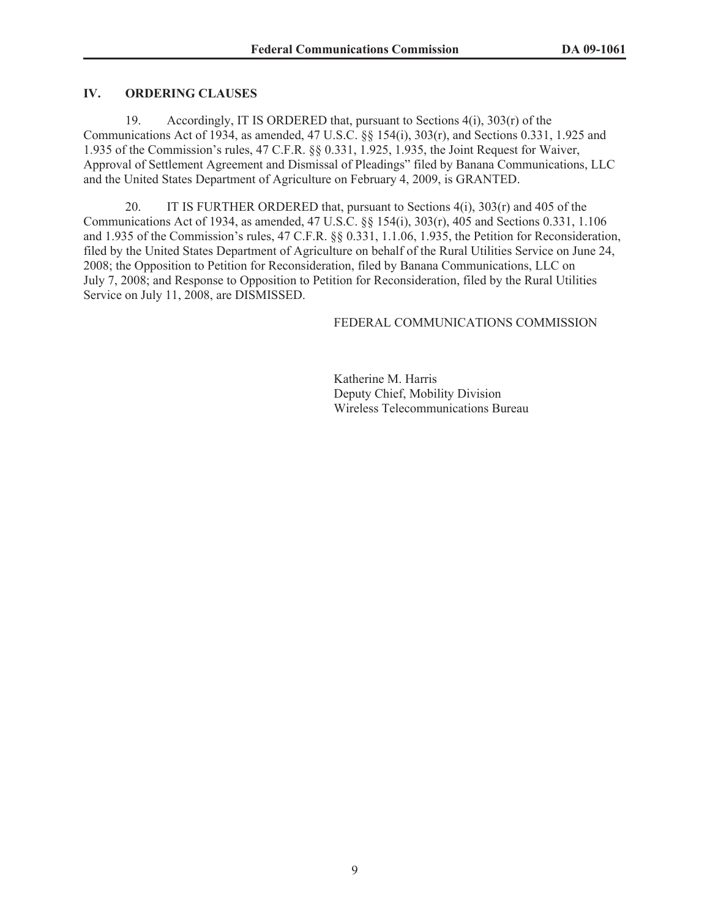## IV. ORDERING CLAUSES

19. Accordingly, IT IS ORDERED that, pursuant to Sections 4(i), 303(r) of the Communications Act of 1934, as amended, 47 U.S.C. §§ 154(i), 303(r), and Sections 0.331, 1.925 and 1.935 of the Commission's rules, 47 C.F.R. §§ 0.331, 1.925, 1.935, the Joint Request for Waiver, Approval of Settlement Agreement and Dismissal of Pleadings" filed by Banana Communications, LLC and the United States Department of Agriculture on February 4, 2009, is GRANTED.

20. IT IS FURTHER ORDERED that, pursuant to Sections 4(i), 303(r) and 405 of the Communications Act of 1934, as amended, 47 U.S.C. §§ 154(i), 303(r), 405 and Sections 0.331, 1.106 and 1.935 of the Commission's rules, 47 C.F.R. §§ 0.331, 1.1.06, 1.935, the Petition for Reconsideration, filed by the United States Department of Agriculture on behalf of the Rural Utilities Service on June 24, 2008; the Opposition to Petition for Reconsideration, filed by Banana Communications, LLC on July 7, 2008; and Response to Opposition to Petition for Reconsideration, filed by the Rural Utilities Service on July 11, 2008, are DISMISSED.

FEDERAL COMMUNICATIONS COMMISSION

Katherine M. Harris
Deputy Chief, Mobility Division
Wireless Telecommunications Bureau